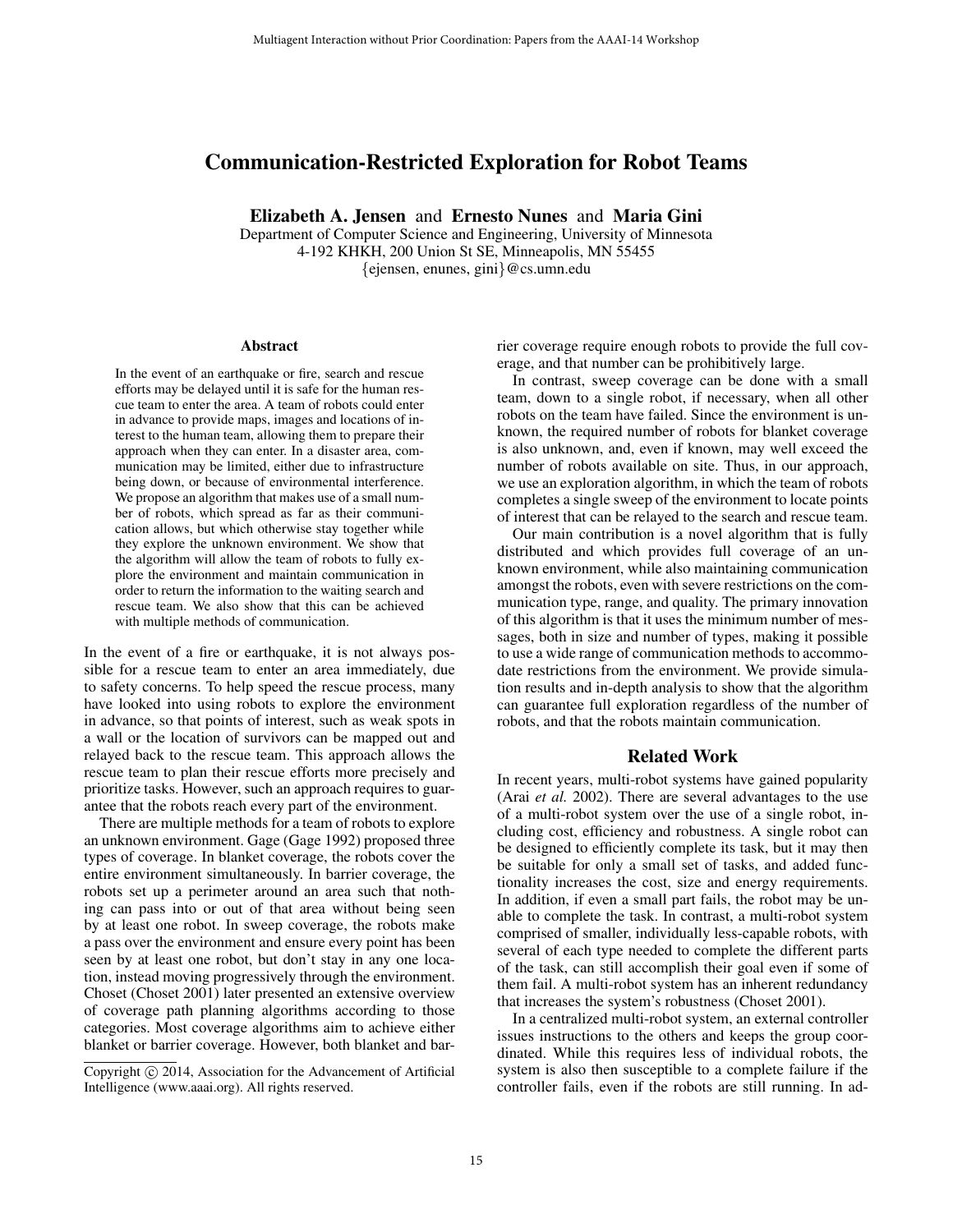# Communication-Restricted Exploration for Robot Teams

**Elizabeth A. Jensen** and **Ernesto Nunes** and **Maria Gini**
Department of Computer Science and Engineering, University of Minnesota
4-192 KHKH, 200 Union St SE, Minneapolis, MN 55455
{ejensen, enunes, gini}@cs.umn.edu

## Abstract

In the event of an earthquake or fire, search and rescue efforts may be delayed until it is safe for the human rescue team to enter the area. A team of robots could enter in advance to provide maps, images and locations of interest to the human team, allowing them to prepare their approach when they can enter. In a disaster area, communication may be limited, either due to infrastructure being down, or because of environmental interference. We propose an algorithm that makes use of a small number of robots, which spread as far as their communication allows, but which otherwise stay together while they explore the unknown environment. We show that the algorithm will allow the team of robots to fully explore the environment and maintain communication in order to return the information to the waiting search and rescue team. We also show that this can be achieved with multiple methods of communication.

In the event of a fire or earthquake, it is not always possible for a rescue team to enter an area immediately, due to safety concerns. To help speed the rescue process, many have looked into using robots to explore the environment in advance, so that points of interest, such as weak spots in a wall or the location of survivors can be mapped out and relayed back to the rescue team. This approach allows the rescue team to plan their rescue efforts more precisely and prioritize tasks. However, such an approach requires to guarantee that the robots reach every part of the environment.

There are multiple methods for a team of robots to explore an unknown environment. Gage (Gage 1992) proposed three types of coverage. In blanket coverage, the robots cover the entire environment simultaneously. In barrier coverage, the robots set up a perimeter around an area such that nothing can pass into or out of that area without being seen by at least one robot. In sweep coverage, the robots make a pass over the environment and ensure every point has been seen by at least one robot, but don't stay in any one location, instead moving progressively through the environment. Choset (Choset 2001) later presented an extensive overview of coverage path planning algorithms according to those categories. Most coverage algorithms aim to achieve either blanket or barrier coverage. However, both blanket and barrier coverage require enough robots to provide the full coverage, and that number can be prohibitively large.

In contrast, sweep coverage can be done with a small team, down to a single robot, if necessary, when all other robots on the team have failed. Since the environment is unknown, the required number of robots for blanket coverage is also unknown, and, even if known, may well exceed the number of robots available on site. Thus, in our approach, we use an exploration algorithm, in which the team of robots completes a single sweep of the environment to locate points of interest that can be relayed to the search and rescue team.

Our main contribution is a novel algorithm that is fully distributed and which provides full coverage of an unknown environment, while also maintaining communication amongst the robots, even with severe restrictions on the communication type, range, and quality. The primary innovation of this algorithm is that it uses the minimum number of messages, both in size and number of types, making it possible to use a wide range of communication methods to accommodate restrictions from the environment. We provide simulation results and in-depth analysis to show that the algorithm can guarantee full exploration regardless of the number of robots, and that the robots maintain communication.

## Related Work

In recent years, multi-robot systems have gained popularity (Arai *et al.* 2002). There are several advantages to the use of a multi-robot system over the use of a single robot, including cost, efficiency and robustness. A single robot can be designed to efficiently complete its task, but it may then be suitable for only a small set of tasks, and added functionality increases the cost, size and energy requirements. In addition, if even a small part fails, the robot may be unable to complete the task. In contrast, a multi-robot system comprised of smaller, individually less-capable robots, with several of each type needed to complete the different parts of the task, can still accomplish their goal even if some of them fail. A multi-robot system has an inherent redundancy that increases the system's robustness (Choset 2001).

In a centralized multi-robot system, an external controller issues instructions to the others and keeps the group coordinated. While this requires less of individual robots, the system is also then susceptible to a complete failure if the controller fails, even if the robots are still running. In ad-

Copyright © 2014, Association for the Advancement of Artificial Intelligence (www.aaai.org). All rights reserved.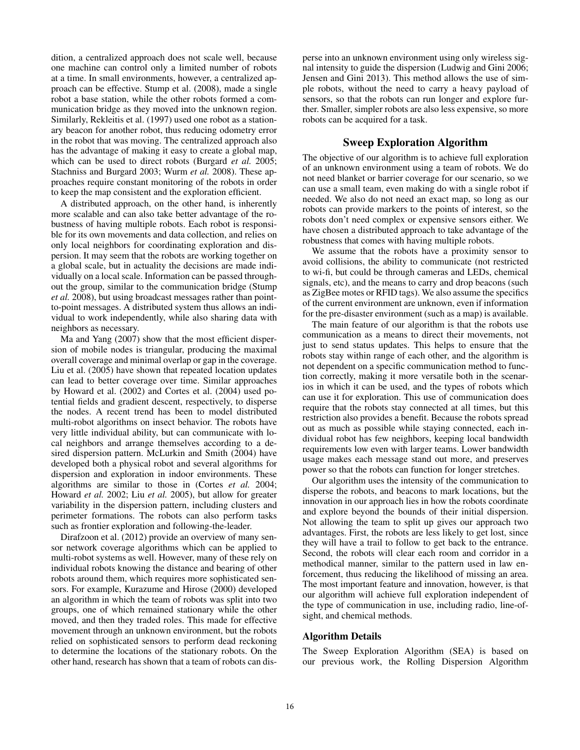dition, a centralized approach does not scale well, because one machine can control only a limited number of robots at a time. In small environments, however, a centralized approach can be effective. Stump et al. (2008), made a single robot a base station, while the other robots formed a communication bridge as they moved into the unknown region. Similarly, Rekleitis et al. (1997) used one robot as a stationary beacon for another robot, thus reducing odometry error in the robot that was moving. The centralized approach also has the advantage of making it easy to create a global map, which can be used to direct robots (Burgard *et al.* 2005; Stachniss and Burgard 2003; Wurm *et al.* 2008). These approaches require constant monitoring of the robots in order to keep the map consistent and the exploration efficient.

A distributed approach, on the other hand, is inherently more scalable and can also take better advantage of the robustness of having multiple robots. Each robot is responsible for its own movements and data collection, and relies on only local neighbors for coordinating exploration and dispersion. It may seem that the robots are working together on a global scale, but in actuality the decisions are made individually on a local scale. Information can be passed throughout the group, similar to the communication bridge (Stump *et al.* 2008), but using broadcast messages rather than point-to-point messages. A distributed system thus allows an individual to work independently, while also sharing data with neighbors as necessary.

Ma and Yang (2007) show that the most efficient dispersion of mobile nodes is triangular, producing the maximal overall coverage and minimal overlap or gap in the coverage. Liu et al. (2005) have shown that repeated location updates can lead to better coverage over time. Similar approaches by Howard et al. (2002) and Cortes et al. (2004) used potential fields and gradient descent, respectively, to disperse the nodes. A recent trend has been to model distributed multi-robot algorithms on insect behavior. The robots have very little individual ability, but can communicate with local neighbors and arrange themselves according to a desired dispersion pattern. McLurkin and Smith (2004) have developed both a physical robot and several algorithms for dispersion and exploration in indoor environments. These algorithms are similar to those in (Cortes *et al.* 2004; Howard *et al.* 2002; Liu *et al.* 2005), but allow for greater variability in the dispersion pattern, including clusters and perimeter formations. The robots can also perform tasks such as frontier exploration and following-the-leader.

Dirafzoon et al. (2012) provide an overview of many sensor network coverage algorithms which can be applied to multi-robot systems as well. However, many of these rely on individual robots knowing the distance and bearing of other robots around them, which requires more sophisticated sensors. For example, Kurazume and Hirose (2000) developed an algorithm in which the team of robots was split into two groups, one of which remained stationary while the other moved, and then they traded roles. This made for effective movement through an unknown environment, but the robots relied on sophisticated sensors to perform dead reckoning to determine the locations of the stationary robots. On the other hand, research has shown that a team of robots can disperse into an unknown environment using only wireless signal intensity to guide the dispersion (Ludwig and Gini 2006; Jensen and Gini 2013). This method allows the use of simple robots, without the need to carry a heavy payload of sensors, so that the robots can run longer and explore further. Smaller, simpler robots are also less expensive, so more robots can be acquired for a task.

## Sweep Exploration Algorithm

The objective of our algorithm is to achieve full exploration of an unknown environment using a team of robots. We do not need blanket or barrier coverage for our scenario, so we can use a small team, even making do with a single robot if needed. We also do not need an exact map, so long as our robots can provide markers to the points of interest, so the robots don't need complex or expensive sensors either. We have chosen a distributed approach to take advantage of the robustness that comes with having multiple robots.

We assume that the robots have a proximity sensor to avoid collisions, the ability to communicate (not restricted to wi-fi, but could be through cameras and LEDs, chemical signals, etc), and the means to carry and drop beacons (such as ZigBee motes or RFID tags). We also assume the specifics of the current environment are unknown, even if information for the pre-disaster environment (such as a map) is available.

The main feature of our algorithm is that the robots use communication as a means to direct their movements, not just to send status updates. This helps to ensure that the robots stay within range of each other, and the algorithm is not dependent on a specific communication method to function correctly, making it more versatile both in the scenarios in which it can be used, and the types of robots which can use it for exploration. This use of communication does require that the robots stay connected at all times, but this restriction also provides a benefit. Because the robots spread out as much as possible while staying connected, each individual robot has few neighbors, keeping local bandwidth requirements low even with larger teams. Lower bandwidth usage makes each message stand out more, and preserves power so that the robots can function for longer stretches.

Our algorithm uses the intensity of the communication to disperse the robots, and beacons to mark locations, but the innovation in our approach lies in how the robots coordinate and explore beyond the bounds of their initial dispersion. Not allowing the team to split up gives our approach two advantages. First, the robots are less likely to get lost, since they will have a trail to follow to get back to the entrance. Second, the robots will clear each room and corridor in a methodical manner, similar to the pattern used in law enforcement, thus reducing the likelihood of missing an area. The most important feature and innovation, however, is that our algorithm will achieve full exploration independent of the type of communication in use, including radio, line-of-sight, and chemical methods.

### Algorithm Details

The Sweep Exploration Algorithm (SEA) is based on our previous work, the Rolling Dispersion Algorithm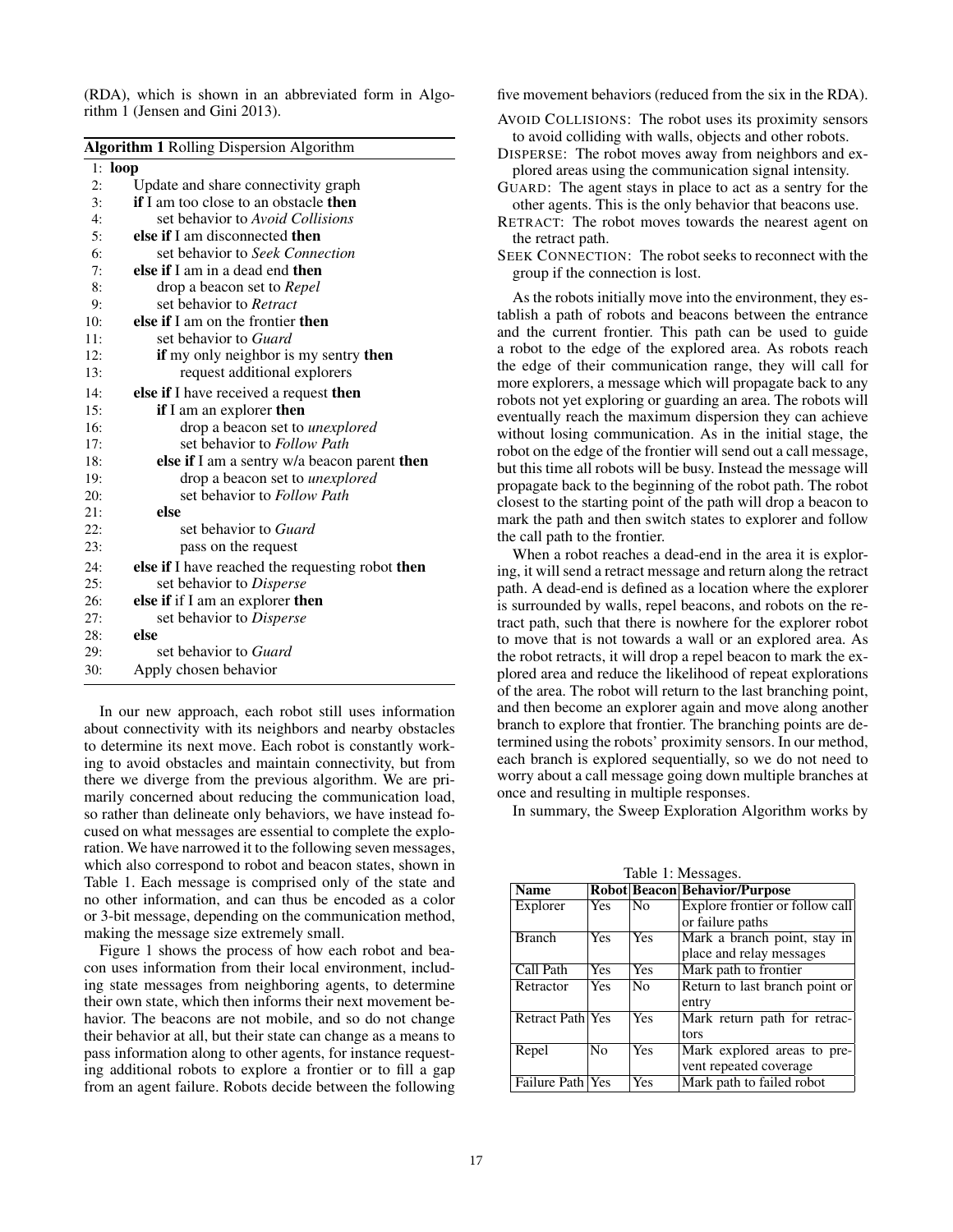(RDA), which is shown in an abbreviated form in Algorithm 1 (Jensen and Gini 2013).

**Algorithm 1** Rolling Dispersion Algorithm

```
1:  loop
2:      Update and share connectivity graph
3:      if I am too close to an obstacle then
4:          set behavior to Avoid Collisions
5:      else if I am disconnected then
6:          set behavior to Seek Connection
7:      else if I am in a dead end then
8:          drop a beacon set to Repel
9:          set behavior to Retract
10:     else if I am on the frontier then
11:         set behavior to Guard
12:         if my only neighbor is my sentry then
13:             request additional explorers
14:     else if I have received a request then
15:         if I am an explorer then
16:             drop a beacon set to unexplored
17:             set behavior to Follow Path
18:         else if I am a sentry w/a beacon parent then
19:             drop a beacon set to unexplored
20:             set behavior to Follow Path
21:         else
22:             set behavior to Guard
23:             pass on the request
24:     else if I have reached the requesting robot then
25:         set behavior to Disperse
26:     else if if I am an explorer then
27:         set behavior to Disperse
28:     else
29:         set behavior to Guard
30:     Apply chosen behavior
```

In our new approach, each robot still uses information about connectivity with its neighbors and nearby obstacles to determine its next move. Each robot is constantly working to avoid obstacles and maintain connectivity, but from there we diverge from the previous algorithm. We are primarily concerned about reducing the communication load, so rather than delineate only behaviors, we have instead focused on what messages are essential to complete the exploration. We have narrowed it to the following seven messages, which also correspond to robot and beacon states, shown in Table 1. Each message is comprised only of the state and no other information, and can thus be encoded as a color or 3-bit message, depending on the communication method, making the message size extremely small.

Figure 1 shows the process of how each robot and beacon uses information from their local environment, including state messages from neighboring agents, to determine their own state, which then informs their next movement behavior. The beacons are not mobile, and so do not change their behavior at all, but their state can change as a means to pass information along to other agents, for instance requesting additional robots to explore a frontier or to fill a gap from an agent failure. Robots decide between the following five movement behaviors (reduced from the six in the RDA).

AVOID COLLISIONS: The robot uses its proximity sensors to avoid colliding with walls, objects and other robots.

DISPERSE: The robot moves away from neighbors and explored areas using the communication signal intensity.

GUARD: The agent stays in place to act as a sentry for the other agents. This is the only behavior that beacons use.

RETRACT: The robot moves towards the nearest agent on the retract path.

SEEK CONNECTION: The robot seeks to reconnect with the group if the connection is lost.

As the robots initially move into the environment, they establish a path of robots and beacons between the entrance and the current frontier. This path can be used to guide a robot to the edge of the explored area. As robots reach the edge of their communication range, they will call for more explorers, a message which will propagate back to any robots not yet exploring or guarding an area. The robots will eventually reach the maximum dispersion they can achieve without losing communication. As in the initial stage, the robot on the edge of the frontier will send out a call message, but this time all robots will be busy. Instead the message will propagate back to the beginning of the robot path. The robot closest to the starting point of the path will drop a beacon to mark the path and then switch states to explorer and follow the call path to the frontier.

When a robot reaches a dead-end in the area it is exploring, it will send a retract message and return along the retract path. A dead-end is defined as a location where the explorer is surrounded by walls, repel beacons, and robots on the retract path, such that there is nowhere for the explorer robot to move that is not towards a wall or an explored area. As the robot retracts, it will drop a repel beacon to mark the explored area and reduce the likelihood of repeat explorations of the area. The robot will return to the last branching point, and then become an explorer again and move along another branch to explore that frontier. The branching points are determined using the robots' proximity sensors. In our method, each branch is explored sequentially, so we do not need to worry about a call message going down multiple branches at once and resulting in multiple responses.

In summary, the Sweep Exploration Algorithm works by

Table 1: Messages.

| Name | Robot | Beacon | Behavior/Purpose |
|---|---|---|---|
| Explorer | Yes | No | Explore frontier or follow call or failure paths |
| Branch | Yes | Yes | Mark a branch point, stay in place and relay messages |
| Call Path | Yes | Yes | Mark path to frontier |
| Retractor | Yes | No | Return to last branch point or entry |
| Retract Path | Yes | Yes | Mark return path for retractors |
| Repel | No | Yes | Mark explored areas to prevent repeated coverage |
| Failure Path | Yes | Yes | Mark path to failed robot |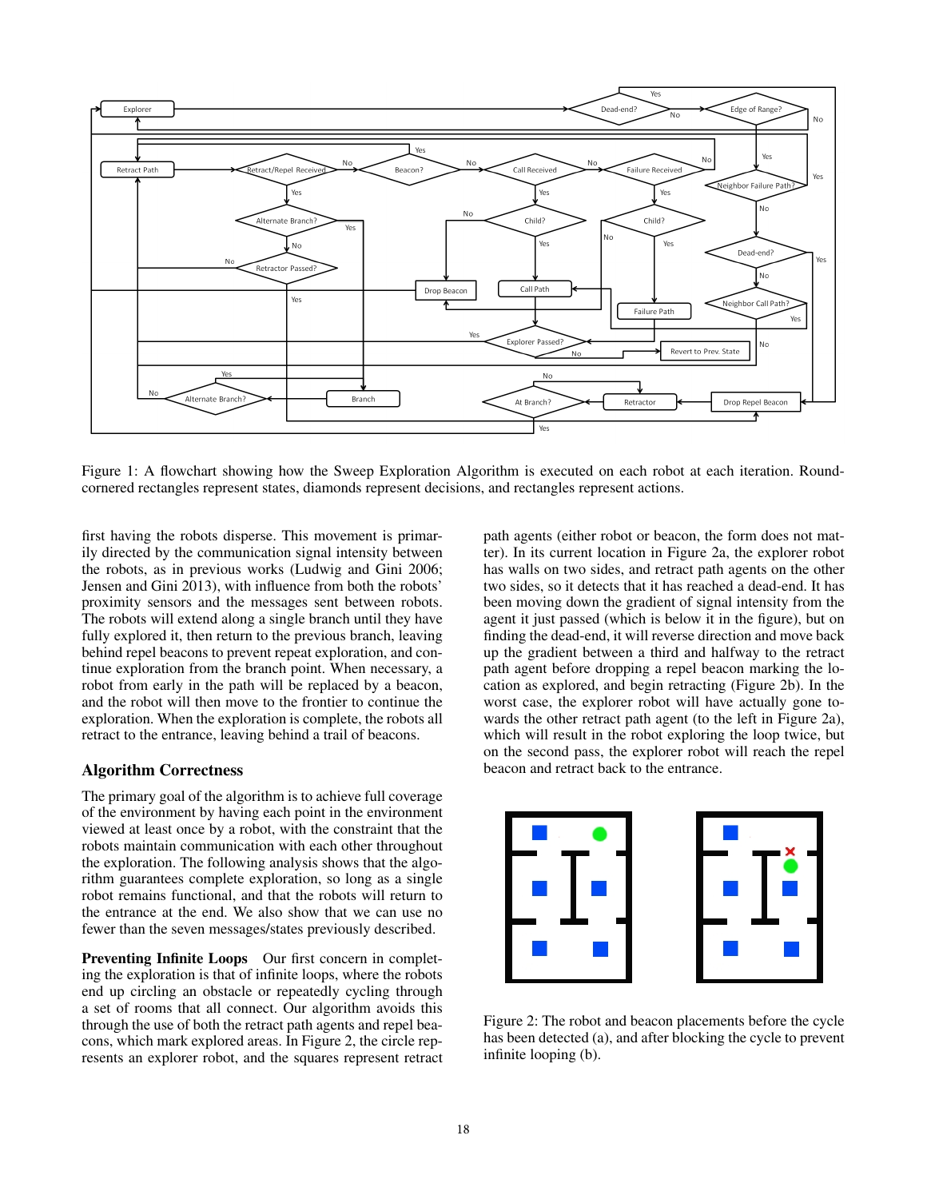Figure 1: A flowchart showing how the Sweep Exploration Algorithm is executed on each robot at each iteration. Round-cornered rectangles represent states, diamonds represent decisions, and rectangles represent actions.

first having the robots disperse. This movement is primarily directed by the communication signal intensity between the robots, as in previous works (Ludwig and Gini 2006; Jensen and Gini 2013), with influence from both the robots' proximity sensors and the messages sent between robots. The robots will extend along a single branch until they have fully explored it, then return to the previous branch, leaving behind repel beacons to prevent repeat exploration, and continue exploration from the branch point. When necessary, a robot from early in the path will be replaced by a beacon, and the robot will then move to the frontier to continue the exploration. When the exploration is complete, the robots all retract to the entrance, leaving behind a trail of beacons.

## Algorithm Correctness

The primary goal of the algorithm is to achieve full coverage of the environment by having each point in the environment viewed at least once by a robot, with the constraint that the robots maintain communication with each other throughout the exploration. The following analysis shows that the algorithm guarantees complete exploration, so long as a single robot remains functional, and that the robots will return to the entrance at the end. We also show that we can use no fewer than the seven messages/states previously described.

**Preventing Infinite Loops** Our first concern in completing the exploration is that of infinite loops, where the robots end up circling an obstacle or repeatedly cycling through a set of rooms that all connect. Our algorithm avoids this through the use of both the retract path agents and repel beacons, which mark explored areas. In Figure 2, the circle represents an explorer robot, and the squares represent retract path agents (either robot or beacon, the form does not matter). In its current location in Figure 2a, the explorer robot has walls on two sides, and retract path agents on the other two sides, so it detects that it has reached a dead-end. It has been moving down the gradient of signal intensity from the agent it just passed (which is below it in the figure), but on finding the dead-end, it will reverse direction and move back up the gradient between a third and halfway to the retract path agent before dropping a repel beacon marking the location as explored, and begin retracting (Figure 2b). In the worst case, the explorer robot will have actually gone towards the other retract path agent (to the left in Figure 2a), which will result in the robot exploring the loop twice, but on the second pass, the explorer robot will reach the repel beacon and retract back to the entrance.

Figure 2: The robot and beacon placements before the cycle has been detected (a), and after blocking the cycle to prevent infinite looping (b).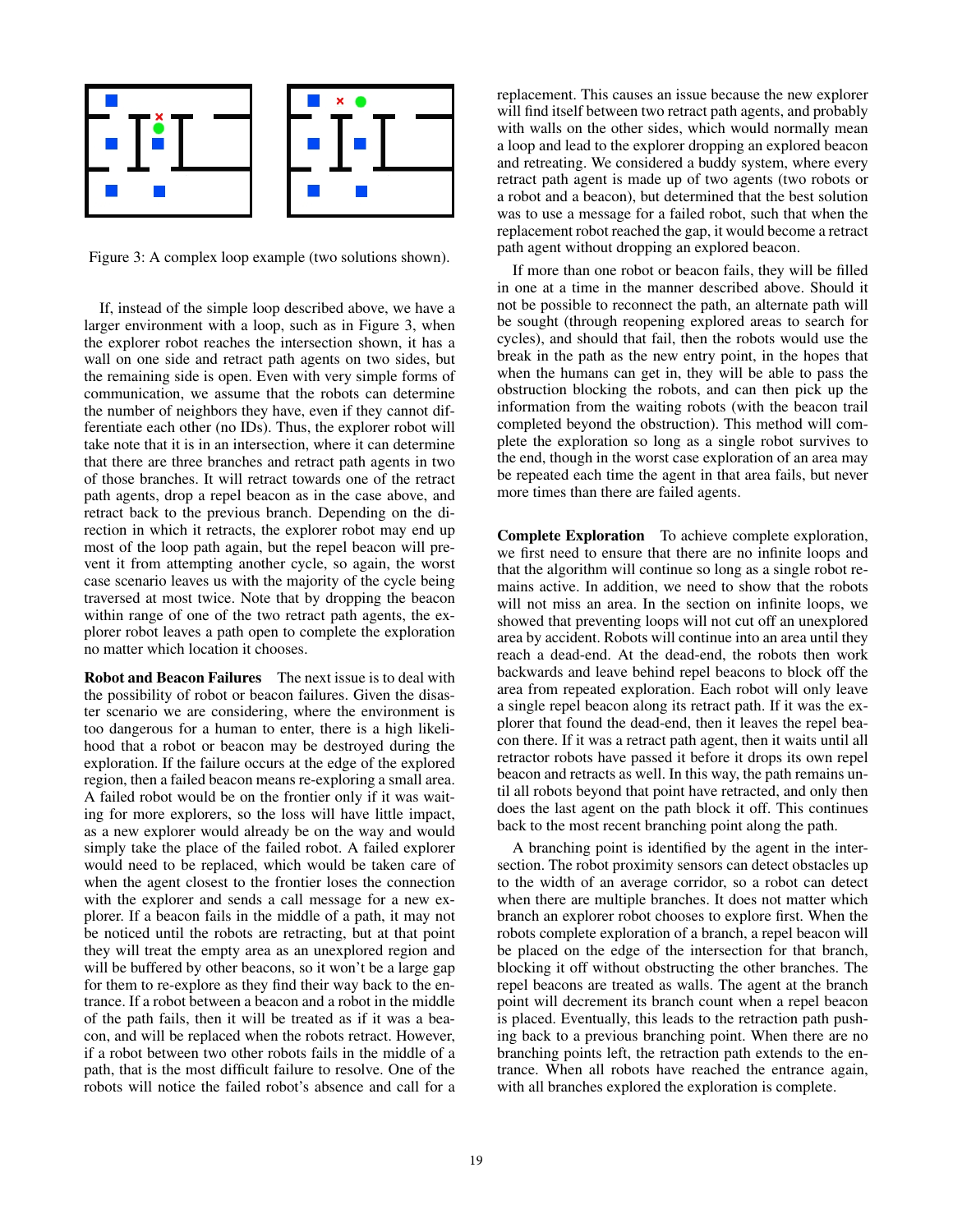Figure 3: A complex loop example (two solutions shown).

If, instead of the simple loop described above, we have a larger environment with a loop, such as in Figure 3, when the explorer robot reaches the intersection shown, it has a wall on one side and retract path agents on two sides, but the remaining side is open. Even with very simple forms of communication, we assume that the robots can determine the number of neighbors they have, even if they cannot differentiate each other (no IDs). Thus, the explorer robot will take note that it is in an intersection, where it can determine that there are three branches and retract path agents in two of those branches. It will retract towards one of the retract path agents, drop a repel beacon as in the case above, and retract back to the previous branch. Depending on the direction in which it retracts, the explorer robot may end up most of the loop path again, but the repel beacon will prevent it from attempting another cycle, so again, the worst case scenario leaves us with the majority of the cycle being traversed at most twice. Note that by dropping the beacon within range of one of the two retract path agents, the explorer robot leaves a path open to complete the exploration no matter which location it chooses.

**Robot and Beacon Failures** The next issue is to deal with the possibility of robot or beacon failures. Given the disaster scenario we are considering, where the environment is too dangerous for a human to enter, there is a high likelihood that a robot or beacon may be destroyed during the exploration. If the failure occurs at the edge of the explored region, then a failed beacon means re-exploring a small area. A failed robot would be on the frontier only if it was waiting for more explorers, so the loss will have little impact, as a new explorer would already be on the way and would simply take the place of the failed robot. A failed explorer would need to be replaced, which would be taken care of when the agent closest to the frontier loses the connection with the explorer and sends a call message for a new explorer. If a beacon fails in the middle of a path, it may not be noticed until the robots are retracting, but at that point they will treat the empty area as an unexplored region and will be buffered by other beacons, so it won't be a large gap for them to re-explore as they find their way back to the entrance. If a robot between a beacon and a robot in the middle of the path fails, then it will be treated as if it was a beacon, and will be replaced when the robots retract. However, if a robot between two other robots fails in the middle of a path, that is the most difficult failure to resolve. One of the robots will notice the failed robot's absence and call for a replacement. This causes an issue because the new explorer will find itself between two retract path agents, and probably with walls on the other sides, which would normally mean a loop and lead to the explorer dropping an explored beacon and retreating. We considered a buddy system, where every retract path agent is made up of two agents (two robots or a robot and a beacon), but determined that the best solution was to use a message for a failed robot, such that when the replacement robot reached the gap, it would become a retract path agent without dropping an explored beacon.

If more than one robot or beacon fails, they will be filled in one at a time in the manner described above. Should it not be possible to reconnect the path, an alternate path will be sought (through reopening explored areas to search for cycles), and should that fail, then the robots would use the break in the path as the new entry point, in the hopes that when the humans can get in, they will be able to pass the obstruction blocking the robots, and can then pick up the information from the waiting robots (with the beacon trail completed beyond the obstruction). This method will complete the exploration so long as a single robot survives to the end, though in the worst case exploration of an area may be repeated each time the agent in that area fails, but never more times than there are failed agents.

**Complete Exploration** To achieve complete exploration, we first need to ensure that there are no infinite loops and that the algorithm will continue so long as a single robot remains active. In addition, we need to show that the robots will not miss an area. In the section on infinite loops, we showed that preventing loops will not cut off an unexplored area by accident. Robots will continue into an area until they reach a dead-end. At the dead-end, the robots then work backwards and leave behind repel beacons to block off the area from repeated exploration. Each robot will only leave a single repel beacon along its retract path. If it was the explorer that found the dead-end, then it leaves the repel beacon there. If it was a retract path agent, then it waits until all retractor robots have passed it before it drops its own repel beacon and retracts as well. In this way, the path remains until all robots beyond that point have retracted, and only then does the last agent on the path block it off. This continues back to the most recent branching point along the path.

A branching point is identified by the agent in the intersection. The robot proximity sensors can detect obstacles up to the width of an average corridor, so a robot can detect when there are multiple branches. It does not matter which branch an explorer robot chooses to explore first. When the robots complete exploration of a branch, a repel beacon will be placed on the edge of the intersection for that branch, blocking it off without obstructing the other branches. The repel beacons are treated as walls. The agent at the branch point will decrement its branch count when a repel beacon is placed. Eventually, this leads to the retraction path pushing back to a previous branching point. When there are no branching points left, the retraction path extends to the entrance. When all robots have reached the entrance again, with all branches explored the exploration is complete.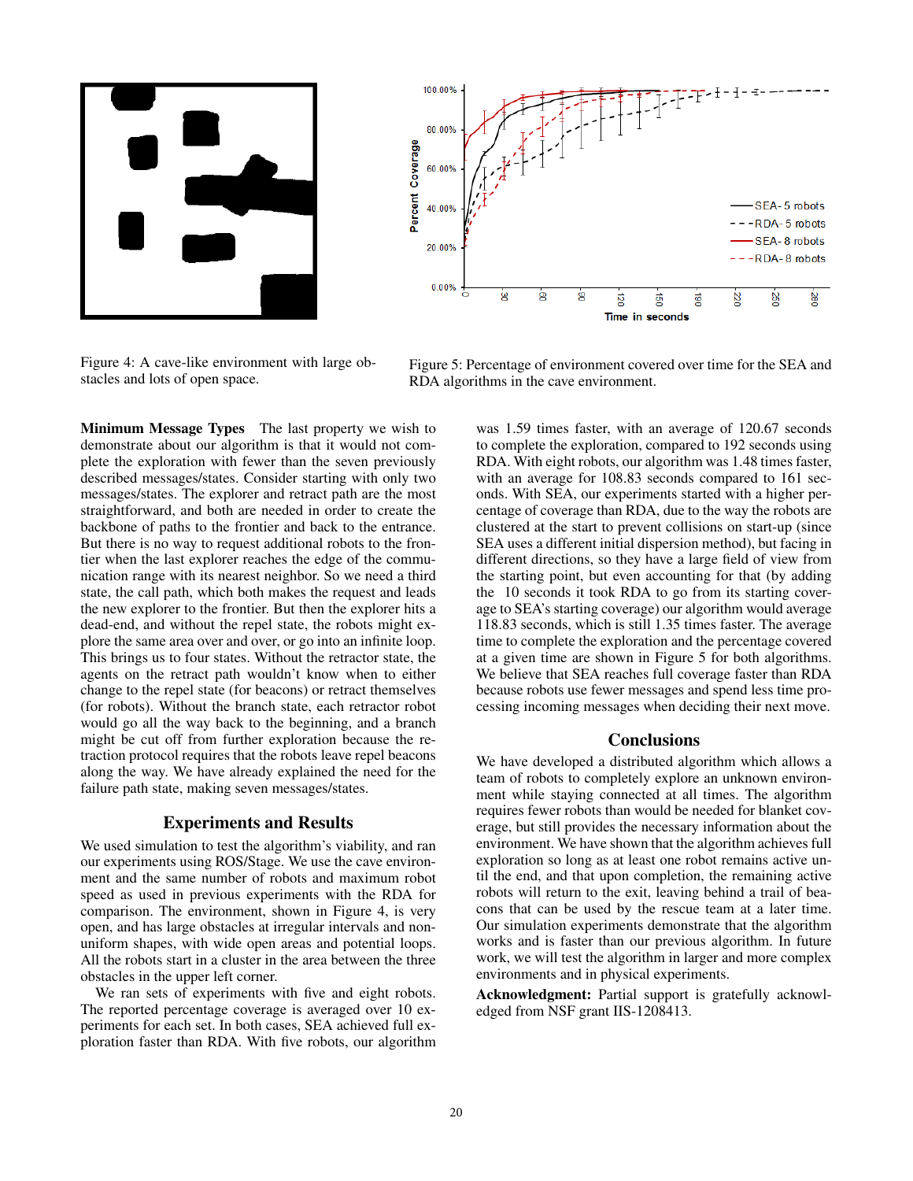Figure 4: A cave-like environment with large obstacles and lots of open space.

Figure 5: Percentage of environment covered over time for the SEA and RDA algorithms in the cave environment.

**Minimum Message Types** The last property we wish to demonstrate about our algorithm is that it would not complete the exploration with fewer than the seven previously described messages/states. Consider starting with only two messages/states. The explorer and retract path are the most straightforward, and both are needed in order to create the backbone of paths to the frontier and back to the entrance. But there is no way to request additional robots to the frontier when the last explorer reaches the edge of the communication range with its nearest neighbor. So we need a third state, the call path, which both makes the request and leads the new explorer to the frontier. But then the explorer hits a dead-end, and without the repel state, the robots might explore the same area over and over, or go into an infinite loop. This brings us to four states. Without the retractor state, the agents on the retract path wouldn't know when to either change to the repel state (for beacons) or retract themselves (for robots). Without the branch state, each retractor robot would go all the way back to the beginning, and a branch might be cut off from further exploration because the retraction protocol requires that the robots leave repel beacons along the way. We have already explained the need for the failure path state, making seven messages/states.

## Experiments and Results

We used simulation to test the algorithm's viability, and ran our experiments using ROS/Stage. We use the cave environment and the same number of robots and maximum robot speed as used in previous experiments with the RDA for comparison. The environment, shown in Figure 4, is very open, and has large obstacles at irregular intervals and non-uniform shapes, with wide open areas and potential loops. All the robots start in a cluster in the area between the three obstacles in the upper left corner.

We ran sets of experiments with five and eight robots. The reported percentage coverage is averaged over 10 experiments for each set. In both cases, SEA achieved full exploration faster than RDA. With five robots, our algorithm was 1.59 times faster, with an average of 120.67 seconds to complete the exploration, compared to 192 seconds using RDA. With eight robots, our algorithm was 1.48 times faster, with an average for 108.83 seconds compared to 161 seconds. With SEA, our experiments started with a higher percentage of coverage than RDA, due to the way the robots are clustered at the start to prevent collisions on start-up (since SEA uses a different initial dispersion method), but facing in different directions, so they have a large field of view from the starting point, but even accounting for that (by adding the 10 seconds it took RDA to go from its starting coverage to SEA's starting coverage) our algorithm would average 118.83 seconds, which is still 1.35 times faster. The average time to complete the exploration and the percentage covered at a given time are shown in Figure 5 for both algorithms. We believe that SEA reaches full coverage faster than RDA because robots use fewer messages and spend less time processing incoming messages when deciding their next move.

## Conclusions

We have developed a distributed algorithm which allows a team of robots to completely explore an unknown environment while staying connected at all times. The algorithm requires fewer robots than would be needed for blanket coverage, but still provides the necessary information about the environment. We have shown that the algorithm achieves full exploration so long as at least one robot remains active until the end, and that upon completion, the remaining active robots will return to the exit, leaving behind a trail of beacons that can be used by the rescue team at a later time. Our simulation experiments demonstrate that the algorithm works and is faster than our previous algorithm. In future work, we will test the algorithm in larger and more complex environments and in physical experiments.

**Acknowledgment:** Partial support is gratefully acknowledged from NSF grant IIS-1208413.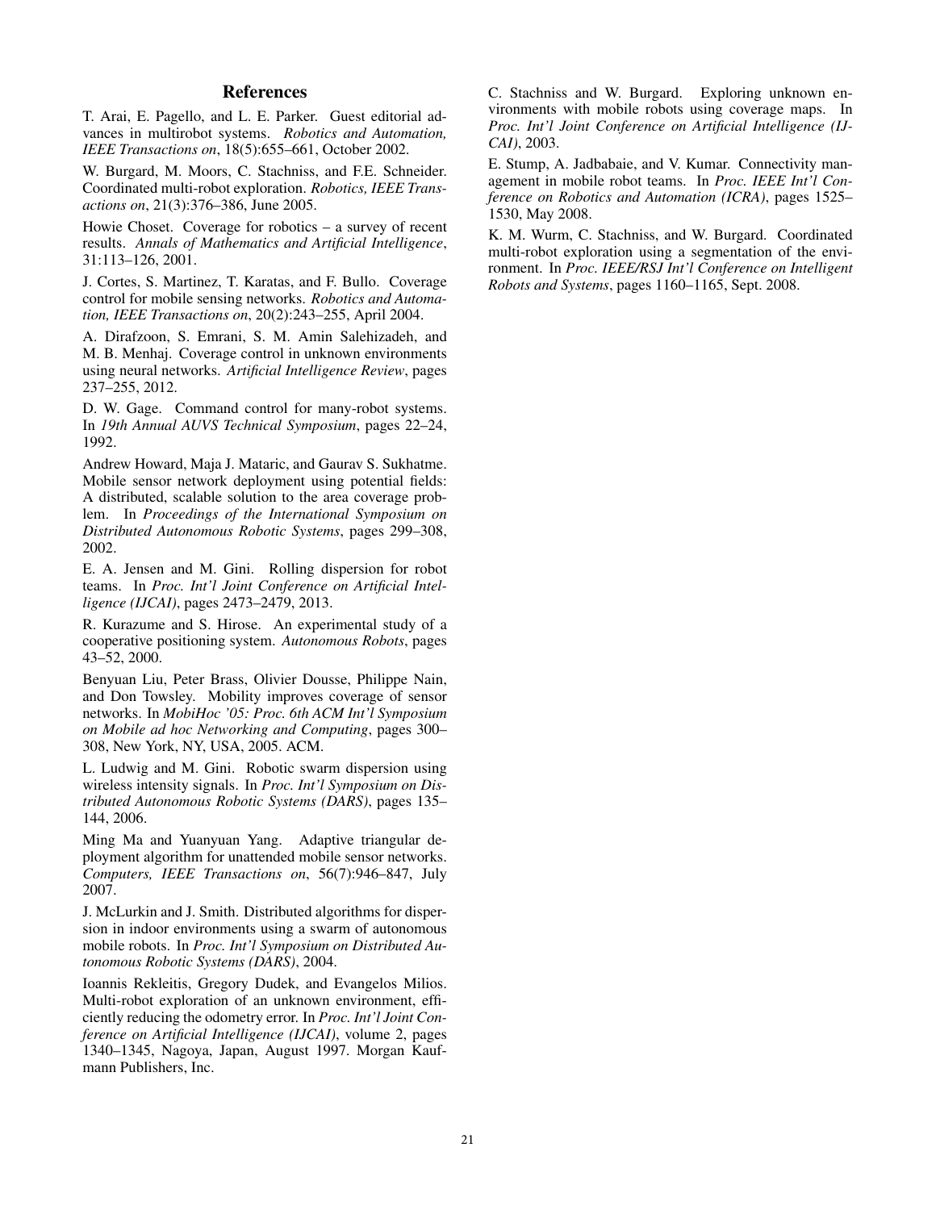## References

T. Arai, E. Pagello, and L. E. Parker. Guest editorial advances in multirobot systems. *Robotics and Automation, IEEE Transactions on*, 18(5):655–661, October 2002.

W. Burgard, M. Moors, C. Stachniss, and F.E. Schneider. Coordinated multi-robot exploration. *Robotics, IEEE Transactions on*, 21(3):376–386, June 2005.

Howie Choset. Coverage for robotics – a survey of recent results. *Annals of Mathematics and Artificial Intelligence*, 31:113–126, 2001.

J. Cortes, S. Martinez, T. Karatas, and F. Bullo. Coverage control for mobile sensing networks. *Robotics and Automation, IEEE Transactions on*, 20(2):243–255, April 2004.

A. Dirafzoon, S. Emrani, S. M. Amin Salehizadeh, and M. B. Menhaj. Coverage control in unknown environments using neural networks. *Artificial Intelligence Review*, pages 237–255, 2012.

D. W. Gage. Command control for many-robot systems. In *19th Annual AUVS Technical Symposium*, pages 22–24, 1992.

Andrew Howard, Maja J. Mataric, and Gaurav S. Sukhatme. Mobile sensor network deployment using potential fields: A distributed, scalable solution to the area coverage problem. In *Proceedings of the International Symposium on Distributed Autonomous Robotic Systems*, pages 299–308, 2002.

E. A. Jensen and M. Gini. Rolling dispersion for robot teams. In *Proc. Int'l Joint Conference on Artificial Intelligence (IJCAI)*, pages 2473–2479, 2013.

R. Kurazume and S. Hirose. An experimental study of a cooperative positioning system. *Autonomous Robots*, pages 43–52, 2000.

Benyuan Liu, Peter Brass, Olivier Dousse, Philippe Nain, and Don Towsley. Mobility improves coverage of sensor networks. In *MobiHoc '05: Proc. 6th ACM Int'l Symposium on Mobile ad hoc Networking and Computing*, pages 300–308, New York, NY, USA, 2005. ACM.

L. Ludwig and M. Gini. Robotic swarm dispersion using wireless intensity signals. In *Proc. Int'l Symposium on Distributed Autonomous Robotic Systems (DARS)*, pages 135–144, 2006.

Ming Ma and Yuanyuan Yang. Adaptive triangular deployment algorithm for unattended mobile sensor networks. *Computers, IEEE Transactions on*, 56(7):946–847, July 2007.

J. McLurkin and J. Smith. Distributed algorithms for dispersion in indoor environments using a swarm of autonomous mobile robots. In *Proc. Int'l Symposium on Distributed Autonomous Robotic Systems (DARS)*, 2004.

Ioannis Rekleitis, Gregory Dudek, and Evangelos Milios. Multi-robot exploration of an unknown environment, efficiently reducing the odometry error. In *Proc. Int'l Joint Conference on Artificial Intelligence (IJCAI)*, volume 2, pages 1340–1345, Nagoya, Japan, August 1997. Morgan Kaufmann Publishers, Inc.

C. Stachniss and W. Burgard. Exploring unknown environments with mobile robots using coverage maps. In *Proc. Int'l Joint Conference on Artificial Intelligence (IJCAI)*, 2003.

E. Stump, A. Jadbabaie, and V. Kumar. Connectivity management in mobile robot teams. In *Proc. IEEE Int'l Conference on Robotics and Automation (ICRA)*, pages 1525–1530, May 2008.

K. M. Wurm, C. Stachniss, and W. Burgard. Coordinated multi-robot exploration using a segmentation of the environment. In *Proc. IEEE/RSJ Int'l Conference on Intelligent Robots and Systems*, pages 1160–1165, Sept. 2008.